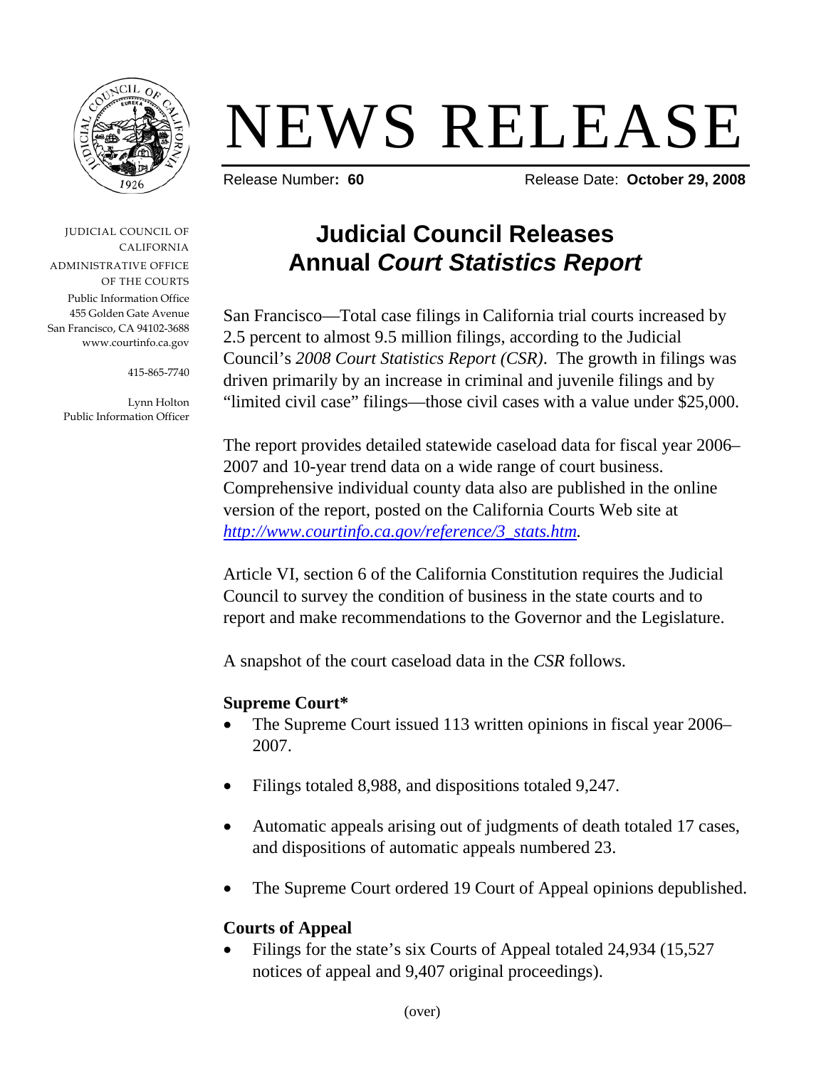# NEWS RELEASE

Release Number: **60**

Release Date: **October 29, 2008**

JUDICIAL COUNCIL OF CALIFORNIA
ADMINISTRATIVE OFFICE OF THE COURTS
Public Information Office
455 Golden Gate Avenue
San Francisco, CA 94102-3688
www.courtinfo.ca.gov

415-865-7740

Lynn Holton
Public Information Officer

## Judicial Council Releases Annual *Court Statistics Report*

San Francisco—Total case filings in California trial courts increased by 2.5 percent to almost 9.5 million filings, according to the Judicial Council's *2008 Court Statistics Report (CSR)*. The growth in filings was driven primarily by an increase in criminal and juvenile filings and by "limited civil case" filings—those civil cases with a value under $25,000.

The report provides detailed statewide caseload data for fiscal year 2006–2007 and 10-year trend data on a wide range of court business. Comprehensive individual county data also are published in the online version of the report, posted on the California Courts Web site at *http://www.courtinfo.ca.gov/reference/3_stats.htm*.

Article VI, section 6 of the California Constitution requires the Judicial Council to survey the condition of business in the state courts and to report and make recommendations to the Governor and the Legislature.

A snapshot of the court caseload data in the *CSR* follows.

### Supreme Court*

- The Supreme Court issued 113 written opinions in fiscal year 2006–2007.
- Filings totaled 8,988, and dispositions totaled 9,247.
- Automatic appeals arising out of judgments of death totaled 17 cases, and dispositions of automatic appeals numbered 23.
- The Supreme Court ordered 19 Court of Appeal opinions depublished.

### Courts of Appeal

- Filings for the state's six Courts of Appeal totaled 24,934 (15,527 notices of appeal and 9,407 original proceedings).

(over)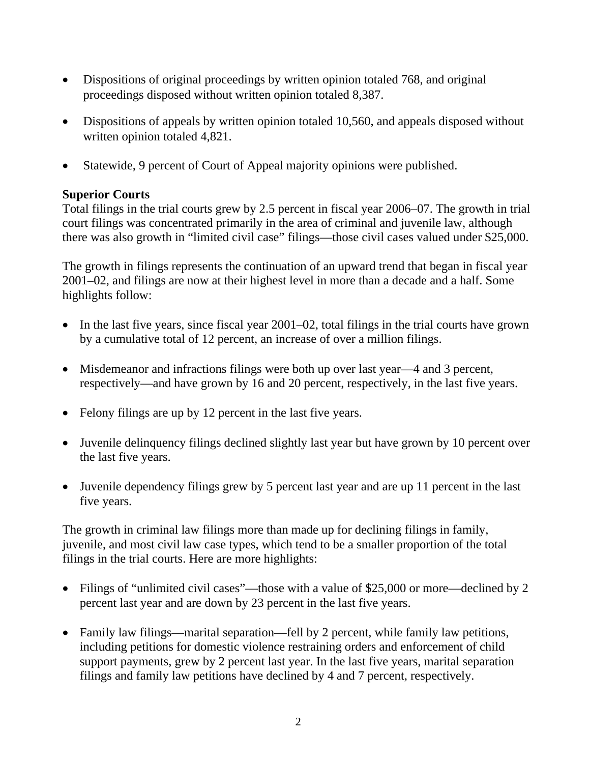- Dispositions of original proceedings by written opinion totaled 768, and original proceedings disposed without written opinion totaled 8,387.

- Dispositions of appeals by written opinion totaled 10,560, and appeals disposed without written opinion totaled 4,821.

- Statewide, 9 percent of Court of Appeal majority opinions were published.

**Superior Courts**

Total filings in the trial courts grew by 2.5 percent in fiscal year 2006–07. The growth in trial court filings was concentrated primarily in the area of criminal and juvenile law, although there was also growth in "limited civil case" filings—those civil cases valued under $25,000.

The growth in filings represents the continuation of an upward trend that began in fiscal year 2001–02, and filings are now at their highest level in more than a decade and a half. Some highlights follow:

- In the last five years, since fiscal year 2001–02, total filings in the trial courts have grown by a cumulative total of 12 percent, an increase of over a million filings.

- Misdemeanor and infractions filings were both up over last year—4 and 3 percent, respectively—and have grown by 16 and 20 percent, respectively, in the last five years.

- Felony filings are up by 12 percent in the last five years.

- Juvenile delinquency filings declined slightly last year but have grown by 10 percent over the last five years.

- Juvenile dependency filings grew by 5 percent last year and are up 11 percent in the last five years.

The growth in criminal law filings more than made up for declining filings in family, juvenile, and most civil law case types, which tend to be a smaller proportion of the total filings in the trial courts. Here are more highlights:

- Filings of "unlimited civil cases"—those with a value of $25,000 or more—declined by 2 percent last year and are down by 23 percent in the last five years.

- Family law filings—marital separation—fell by 2 percent, while family law petitions, including petitions for domestic violence restraining orders and enforcement of child support payments, grew by 2 percent last year. In the last five years, marital separation filings and family law petitions have declined by 4 and 7 percent, respectively.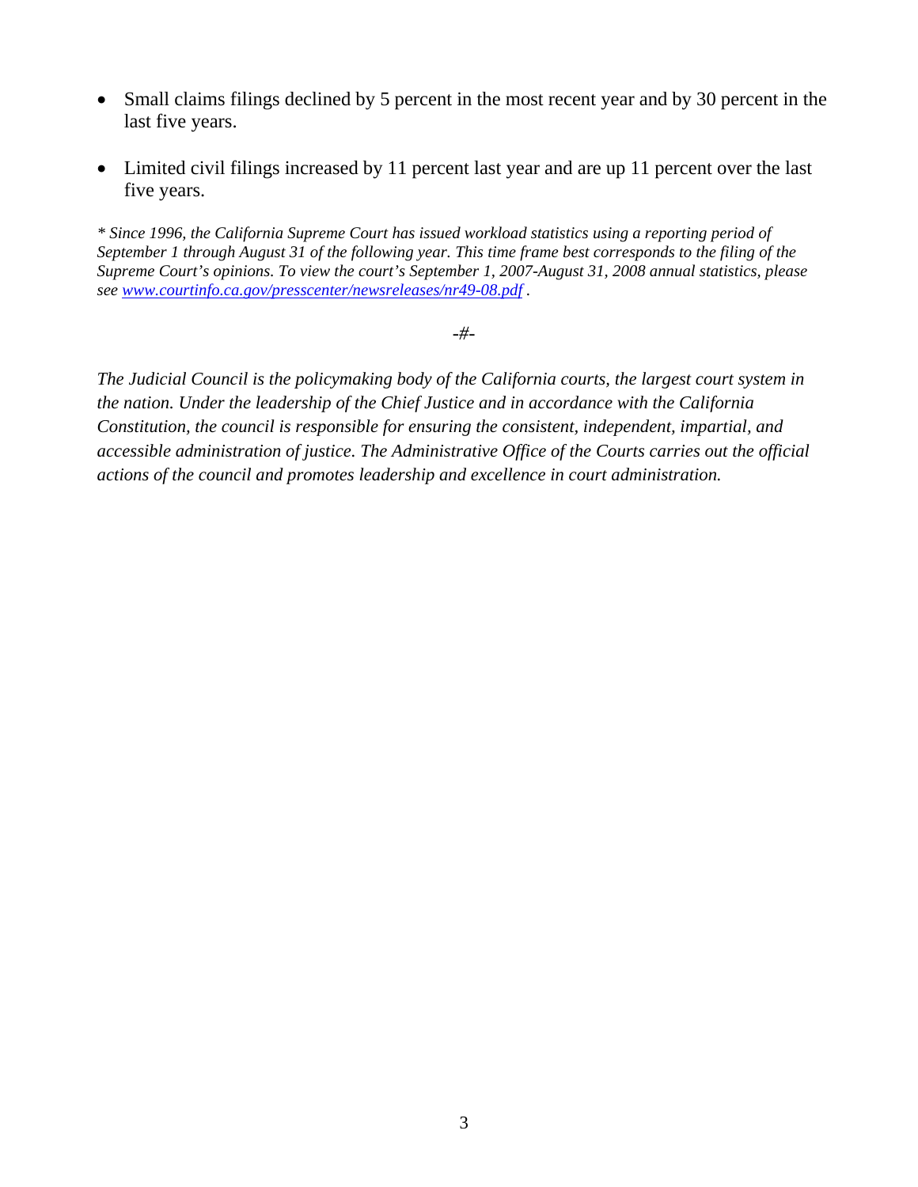- Small claims filings declined by 5 percent in the most recent year and by 30 percent in the last five years.

- Limited civil filings increased by 11 percent last year and are up 11 percent over the last five years.

*\* Since 1996, the California Supreme Court has issued workload statistics using a reporting period of September 1 through August 31 of the following year. This time frame best corresponds to the filing of the Supreme Court's opinions. To view the court's September 1, 2007-August 31, 2008 annual statistics, please see [www.courtinfo.ca.gov/presscenter/newsreleases/nr49-08.pdf](www.courtinfo.ca.gov/presscenter/newsreleases/nr49-08.pdf) .*

*-#-*

*The Judicial Council is the policymaking body of the California courts, the largest court system in the nation. Under the leadership of the Chief Justice and in accordance with the California Constitution, the council is responsible for ensuring the consistent, independent, impartial, and accessible administration of justice. The Administrative Office of the Courts carries out the official actions of the council and promotes leadership and excellence in court administration.*